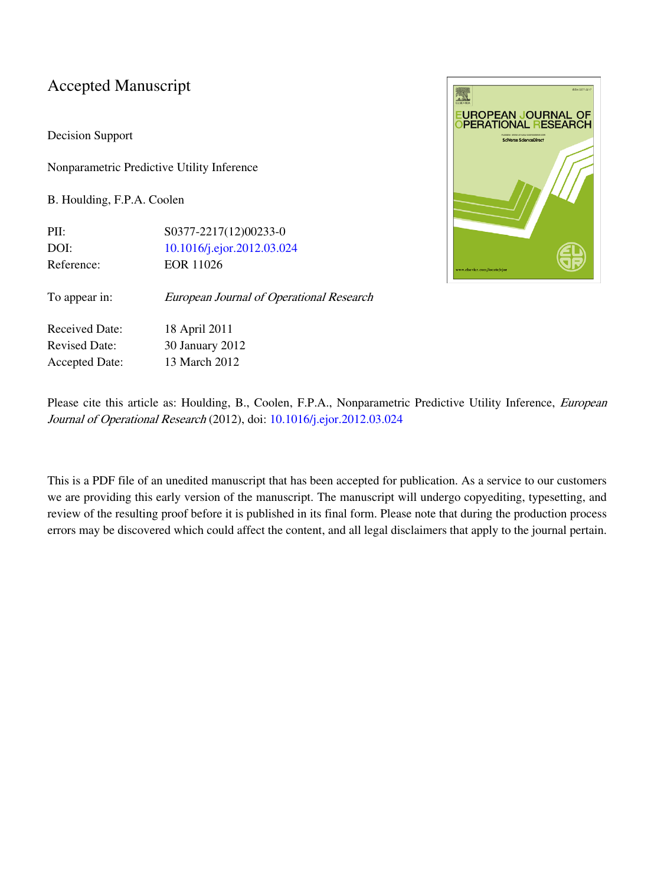# Accepted Manuscript

Decision Support

Nonparametric Predictive Utility Inference

B. Houlding, F.P.A. Coolen

| | |
|---|---|
| PII: | S0377-2217(12)00233-0 |
| DOI: | 10.1016/j.ejor.2012.03.024 |
| Reference: | EOR 11026 |
| To appear in: | *European Journal of Operational Research* |
| Received Date: | 18 April 2011 |
| Revised Date: | 30 January 2012 |
| Accepted Date: | 13 March 2012 |

Please cite this article as: Houlding, B., Coolen, F.P.A., Nonparametric Predictive Utility Inference, *European Journal of Operational Research* (2012), doi: 10.1016/j.ejor.2012.03.024

This is a PDF file of an unedited manuscript that has been accepted for publication. As a service to our customers we are providing this early version of the manuscript. The manuscript will undergo copyediting, typesetting, and review of the resulting proof before it is published in its final form. Please note that during the production process errors may be discovered which could affect the content, and all legal disclaimers that apply to the journal pertain.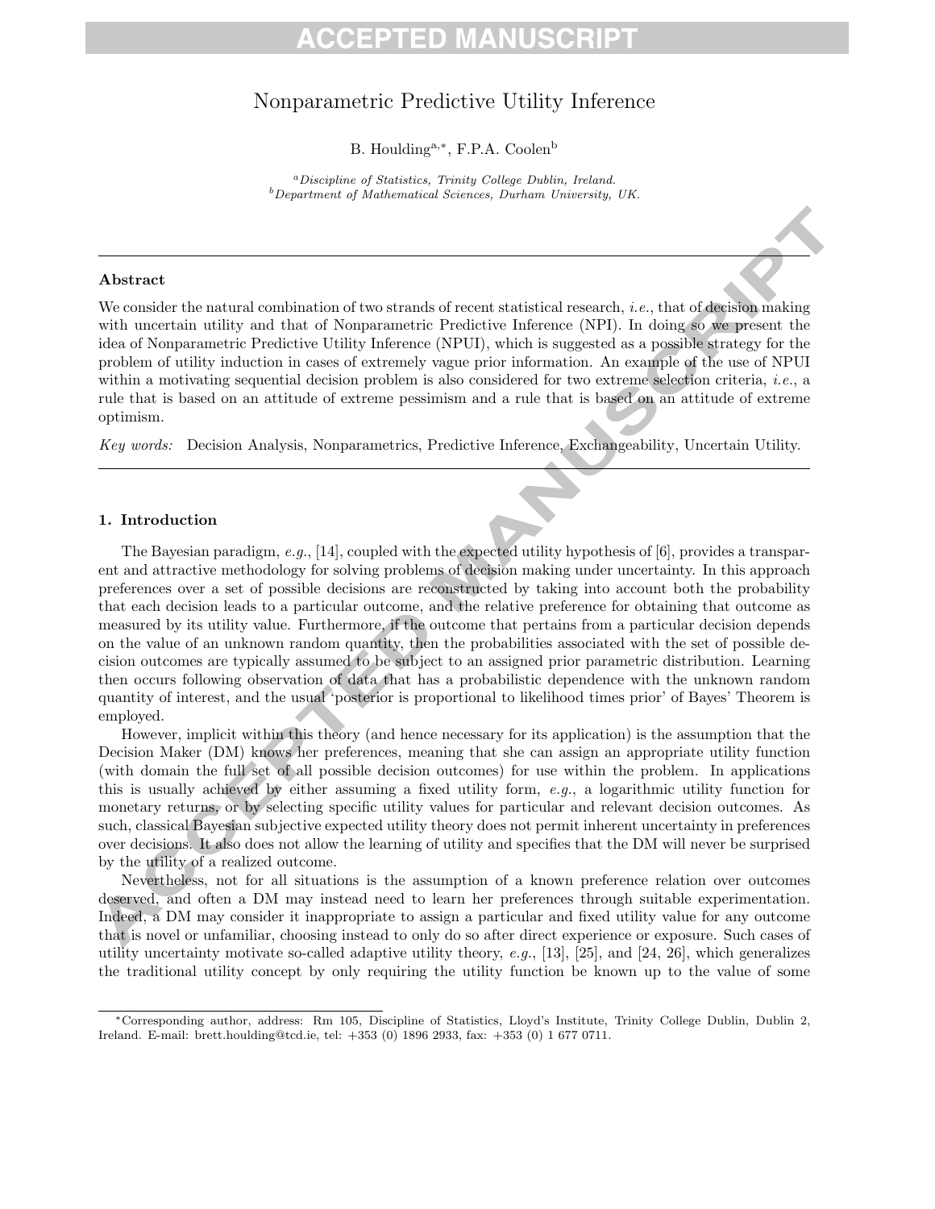# Nonparametric Predictive Utility Inference

B. Houlding[a,*], F.P.A. Coolen[b]

[a] *Discipline of Statistics, Trinity College Dublin, Ireland.*
[b] *Department of Mathematical Sciences, Durham University, UK.*

---

### Abstract

We consider the natural combination of two strands of recent statistical research, *i.e.*, that of decision making with uncertain utility and that of Nonparametric Predictive Inference (NPI). In doing so we present the idea of Nonparametric Predictive Utility Inference (NPUI), which is suggested as a possible strategy for the problem of utility induction in cases of extremely vague prior information. An example of the use of NPUI within a motivating sequential decision problem is also considered for two extreme selection criteria, *i.e.*, a rule that is based on an attitude of extreme pessimism and a rule that is based on an attitude of extreme optimism.

*Key words:* Decision Analysis, Nonparametrics, Predictive Inference, Exchangeability, Uncertain Utility.

---

## 1. Introduction

The Bayesian paradigm, *e.g.*, [14], coupled with the expected utility hypothesis of [6], provides a transparent and attractive methodology for solving problems of decision making under uncertainty. In this approach preferences over a set of possible decisions are reconstructed by taking into account both the probability that each decision leads to a particular outcome, and the relative preference for obtaining that outcome as measured by its utility value. Furthermore, if the outcome that pertains from a particular decision depends on the value of an unknown random quantity, then the probabilities associated with the set of possible decision outcomes are typically assumed to be subject to an assigned prior parametric distribution. Learning then occurs following observation of data that has a probabilistic dependence with the unknown random quantity of interest, and the usual 'posterior is proportional to likelihood times prior' of Bayes' Theorem is employed.

However, implicit within this theory (and hence necessary for its application) is the assumption that the Decision Maker (DM) knows her preferences, meaning that she can assign an appropriate utility function (with domain the full set of all possible decision outcomes) for use within the problem. In applications this is usually achieved by either assuming a fixed utility form, *e.g.*, a logarithmic utility function for monetary returns, or by selecting specific utility values for particular and relevant decision outcomes. As such, classical Bayesian subjective expected utility theory does not permit inherent uncertainty in preferences over decisions. It also does not allow the learning of utility and specifies that the DM will never be surprised by the utility of a realized outcome.

Nevertheless, not for all situations is the assumption of a known preference relation over outcomes deserved, and often a DM may instead need to learn her preferences through suitable experimentation. Indeed, a DM may consider it inappropriate to assign a particular and fixed utility value for any outcome that is novel or unfamiliar, choosing instead to only do so after direct experience or exposure. Such cases of utility uncertainty motivate so-called adaptive utility theory, *e.g.*, [13], [25], and [24, 26], which generalizes the traditional utility concept by only requiring the utility function be known up to the value of some

---

*Corresponding author, address: Rm 105, Discipline of Statistics, Lloyd's Institute, Trinity College Dublin, Dublin 2, Ireland. E-mail: brett.houlding@tcd.ie, tel: +353 (0) 1896 2933, fax: +353 (0) 1 677 0711.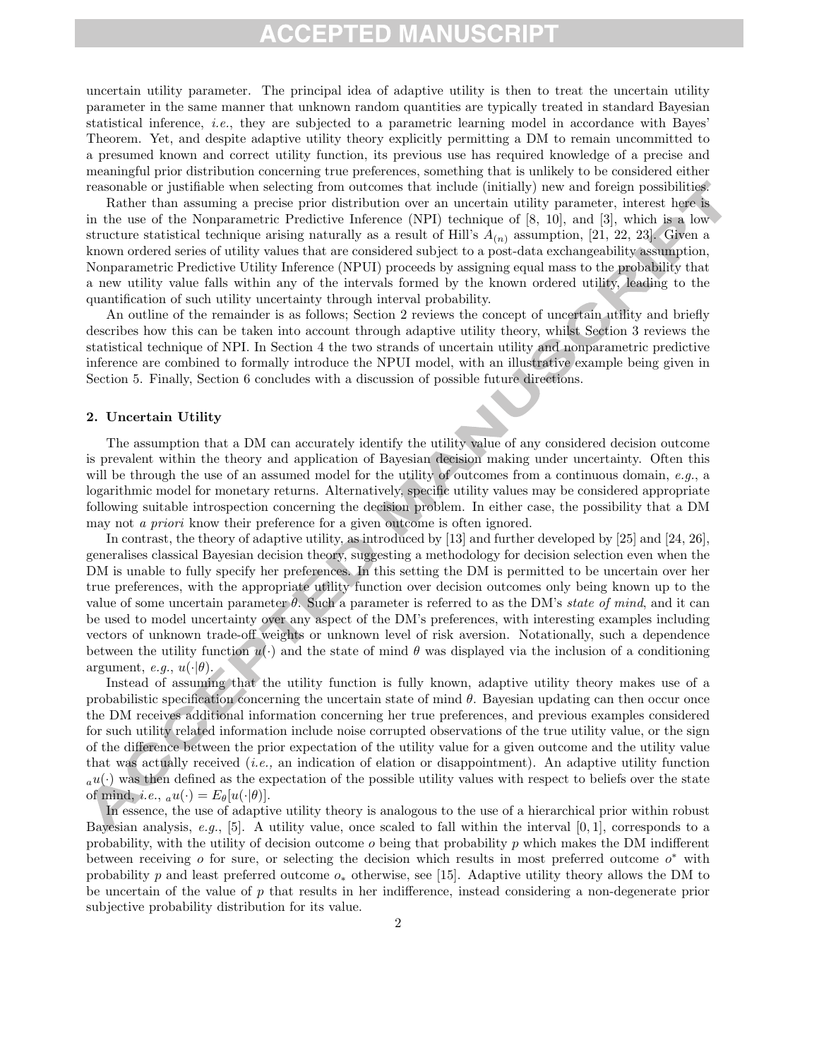uncertain utility parameter. The principal idea of adaptive utility is then to treat the uncertain utility parameter in the same manner that unknown random quantities are typically treated in standard Bayesian statistical inference, *i.e.*, they are subjected to a parametric learning model in accordance with Bayes' Theorem. Yet, and despite adaptive utility theory explicitly permitting a DM to remain uncommitted to a presumed known and correct utility function, its previous use has required knowledge of a precise and meaningful prior distribution concerning true preferences, something that is unlikely to be considered either reasonable or justifiable when selecting from outcomes that include (initially) new and foreign possibilities.

Rather than assuming a precise prior distribution over an uncertain utility parameter, interest here is in the use of the Nonparametric Predictive Inference (NPI) technique of [8, 10], and [3], which is a low structure statistical technique arising naturally as a result of Hill's $A_{(n)}$ assumption, [21, 22, 23]. Given a known ordered series of utility values that are considered subject to a post-data exchangeability assumption, Nonparametric Predictive Utility Inference (NPUI) proceeds by assigning equal mass to the probability that a new utility value falls within any of the intervals formed by the known ordered utility, leading to the quantification of such utility uncertainty through interval probability.

An outline of the remainder is as follows; Section 2 reviews the concept of uncertain utility and briefly describes how this can be taken into account through adaptive utility theory, whilst Section 3 reviews the statistical technique of NPI. In Section 4 the two strands of uncertain utility and nonparametric predictive inference are combined to formally introduce the NPUI model, with an illustrative example being given in Section 5. Finally, Section 6 concludes with a discussion of possible future directions.

## 2. Uncertain Utility

The assumption that a DM can accurately identify the utility value of any considered decision outcome is prevalent within the theory and application of Bayesian decision making under uncertainty. Often this will be through the use of an assumed model for the utility of outcomes from a continuous domain, *e.g.*, a logarithmic model for monetary returns. Alternatively, specific utility values may be considered appropriate following suitable introspection concerning the decision problem. In either case, the possibility that a DM may not *a priori* know their preference for a given outcome is often ignored.

In contrast, the theory of adaptive utility, as introduced by [13] and further developed by [25] and [24, 26], generalises classical Bayesian decision theory, suggesting a methodology for decision selection even when the DM is unable to fully specify her preferences. In this setting the DM is permitted to be uncertain over her true preferences, with the appropriate utility function over decision outcomes only being known up to the value of some uncertain parameter $\theta$. Such a parameter is referred to as the DM's *state of mind*, and it can be used to model uncertainty over any aspect of the DM's preferences, with interesting examples including vectors of unknown trade-off weights or unknown level of risk aversion. Notationally, such a dependence between the utility function $u(\cdot)$ and the state of mind $\theta$ was displayed via the inclusion of a conditioning argument, *e.g.*, $u(\cdot|\theta)$.

Instead of assuming that the utility function is fully known, adaptive utility theory makes use of a probabilistic specification concerning the uncertain state of mind $\theta$. Bayesian updating can then occur once the DM receives additional information concerning her true preferences, and previous examples considered for such utility related information include noise corrupted observations of the true utility value, or the sign of the difference between the prior expectation of the utility value for a given outcome and the utility value that was actually received (*i.e.,* an indication of elation or disappointment). An adaptive utility function ${}_au(\cdot)$ was then defined as the expectation of the possible utility values with respect to beliefs over the state of mind, *i.e.*, ${}_au(\cdot) = E_\theta[u(\cdot|\theta)]$.

In essence, the use of adaptive utility theory is analogous to the use of a hierarchical prior within robust Bayesian analysis, *e.g.*, [5]. A utility value, once scaled to fall within the interval $[0, 1]$, corresponds to a probability, with the utility of decision outcome $o$ being that probability $p$ which makes the DM indifferent between receiving $o$ for sure, or selecting the decision which results in most preferred outcome $o^*$ with probability $p$ and least preferred outcome $o_*$ otherwise, see [15]. Adaptive utility theory allows the DM to be uncertain of the value of $p$ that results in her indifference, instead considering a non-degenerate prior subjective probability distribution for its value.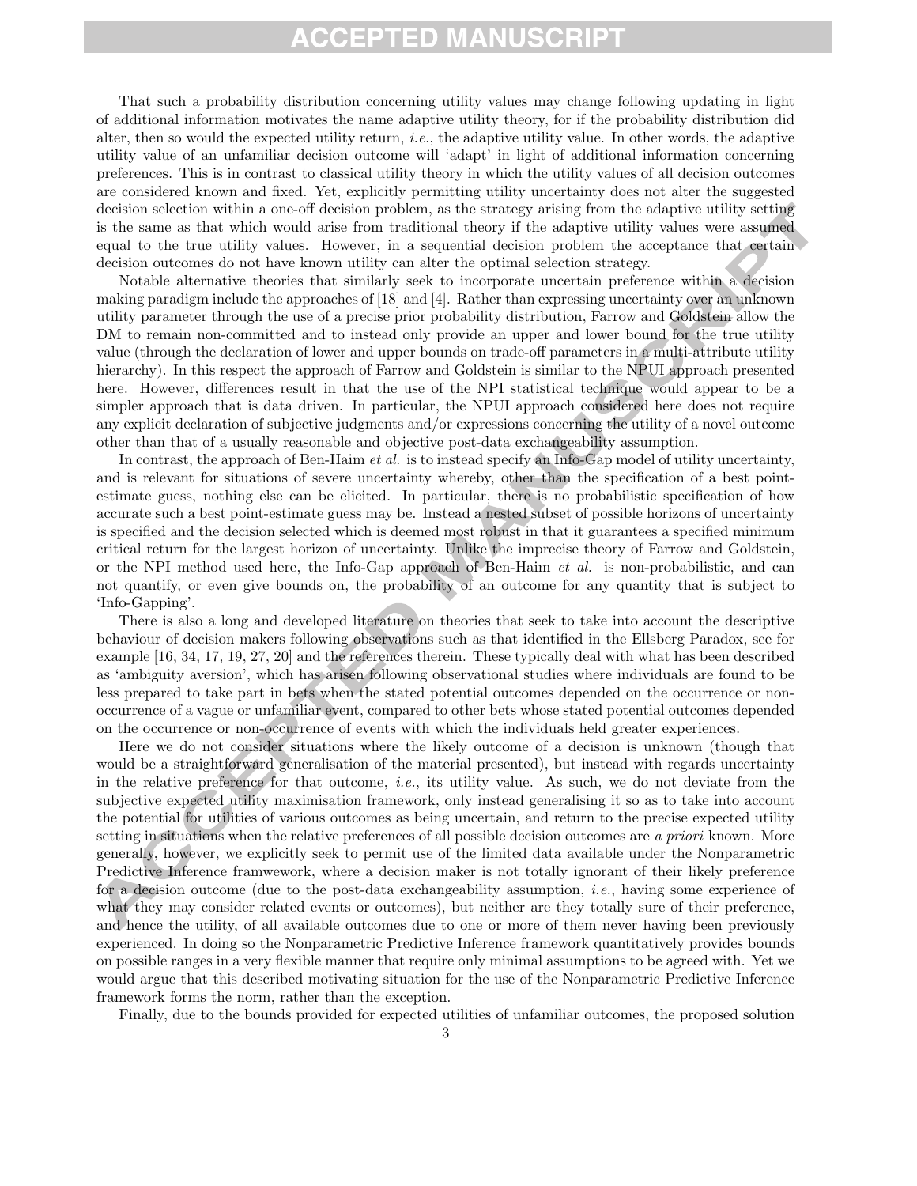That such a probability distribution concerning utility values may change following updating in light of additional information motivates the name adaptive utility theory, for if the probability distribution did alter, then so would the expected utility return, *i.e.*, the adaptive utility value. In other words, the adaptive utility value of an unfamiliar decision outcome will 'adapt' in light of additional information concerning preferences. This is in contrast to classical utility theory in which the utility values of all decision outcomes are considered known and fixed. Yet, explicitly permitting utility uncertainty does not alter the suggested decision selection within a one-off decision problem, as the strategy arising from the adaptive utility setting is the same as that which would arise from traditional theory if the adaptive utility values were assumed equal to the true utility values. However, in a sequential decision problem the acceptance that certain decision outcomes do not have known utility can alter the optimal selection strategy.

Notable alternative theories that similarly seek to incorporate uncertain preference within a decision making paradigm include the approaches of [18] and [4]. Rather than expressing uncertainty over an unknown utility parameter through the use of a precise prior probability distribution, Farrow and Goldstein allow the DM to remain non-committed and to instead only provide an upper and lower bound for the true utility value (through the declaration of lower and upper bounds on trade-off parameters in a multi-attribute utility hierarchy). In this respect the approach of Farrow and Goldstein is similar to the NPUI approach presented here. However, differences result in that the use of the NPI statistical technique would appear to be a simpler approach that is data driven. In particular, the NPUI approach considered here does not require any explicit declaration of subjective judgments and/or expressions concerning the utility of a novel outcome other than that of a usually reasonable and objective post-data exchangeability assumption.

In contrast, the approach of Ben-Haim *et al.* is to instead specify an Info-Gap model of utility uncertainty, and is relevant for situations of severe uncertainty whereby, other than the specification of a best point-estimate guess, nothing else can be elicited. In particular, there is no probabilistic specification of how accurate such a best point-estimate guess may be. Instead a nested subset of possible horizons of uncertainty is specified and the decision selected which is deemed most robust in that it guarantees a specified minimum critical return for the largest horizon of uncertainty. Unlike the imprecise theory of Farrow and Goldstein, or the NPI method used here, the Info-Gap approach of Ben-Haim *et al.* is non-probabilistic, and can not quantify, or even give bounds on, the probability of an outcome for any quantity that is subject to 'Info-Gapping'.

There is also a long and developed literature on theories that seek to take into account the descriptive behaviour of decision makers following observations such as that identified in the Ellsberg Paradox, see for example [16, 34, 17, 19, 27, 20] and the references therein. These typically deal with what has been described as 'ambiguity aversion', which has arisen following observational studies where individuals are found to be less prepared to take part in bets when the stated potential outcomes depended on the occurrence or non-occurrence of a vague or unfamiliar event, compared to other bets whose stated potential outcomes depended on the occurrence or non-occurrence of events with which the individuals held greater experiences.

Here we do not consider situations where the likely outcome of a decision is unknown (though that would be a straightforward generalisation of the material presented), but instead with regards uncertainty in the relative preference for that outcome, *i.e.*, its utility value. As such, we do not deviate from the subjective expected utility maximisation framework, only instead generalising it so as to take into account the potential for utilities of various outcomes as being uncertain, and return to the precise expected utility setting in situations when the relative preferences of all possible decision outcomes are *a priori* known. More generally, however, we explicitly seek to permit use of the limited data available under the Nonparametric Predictive Inference framwework, where a decision maker is not totally ignorant of their likely preference for a decision outcome (due to the post-data exchangeability assumption, *i.e.*, having some experience of what they may consider related events or outcomes), but neither are they totally sure of their preference, and hence the utility, of all available outcomes due to one or more of them never having been previously experienced. In doing so the Nonparametric Predictive Inference framework quantitatively provides bounds on possible ranges in a very flexible manner that require only minimal assumptions to be agreed with. Yet we would argue that this described motivating situation for the use of the Nonparametric Predictive Inference framework forms the norm, rather than the exception.

Finally, due to the bounds provided for expected utilities of unfamiliar outcomes, the proposed solution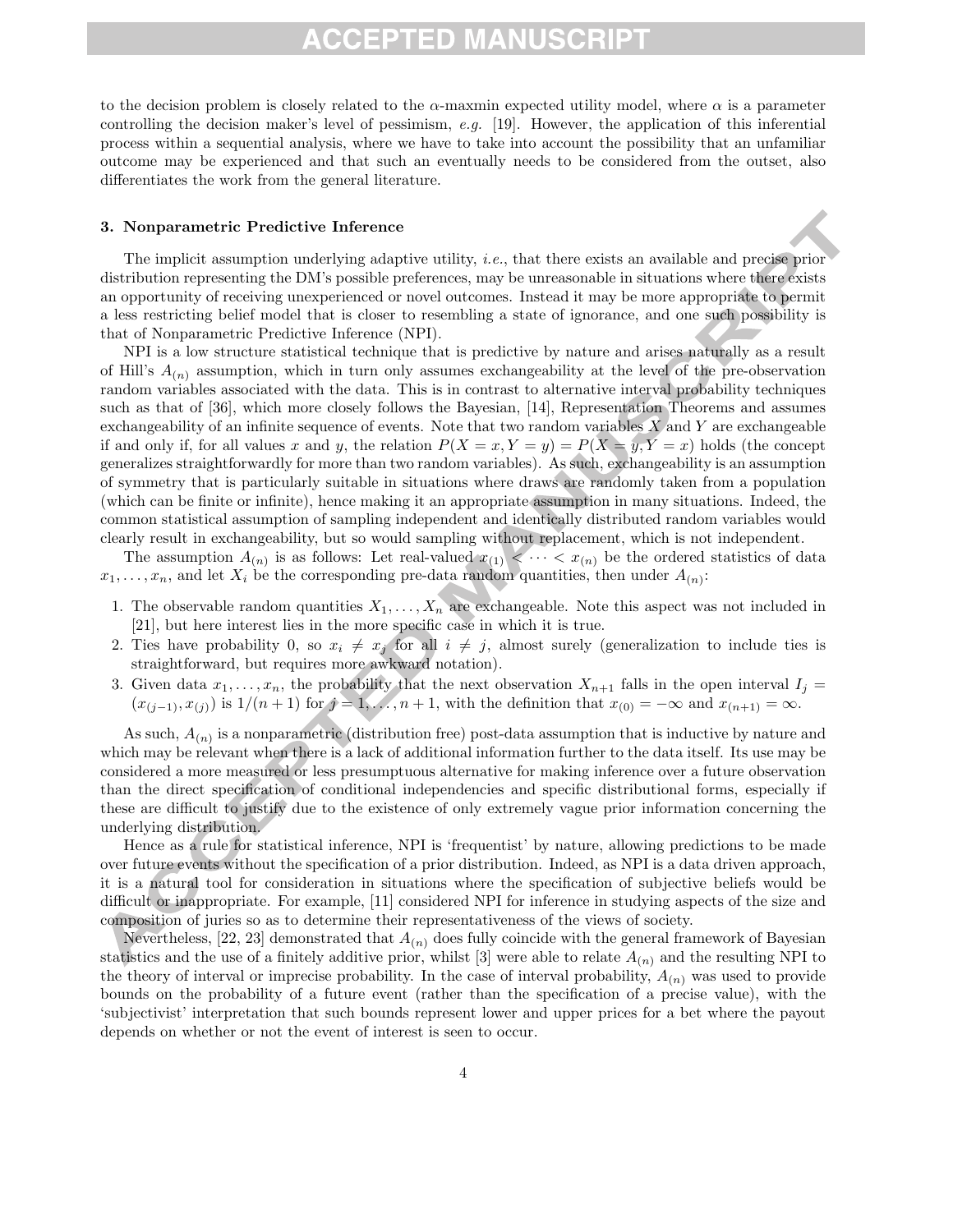to the decision problem is closely related to the $\alpha$-maxmin expected utility model, where $\alpha$ is a parameter controlling the decision maker's level of pessimism, *e.g.* [19]. However, the application of this inferential process within a sequential analysis, where we have to take into account the possibility that an unfamiliar outcome may be experienced and that such an eventually needs to be considered from the outset, also differentiates the work from the general literature.

### 3. Nonparametric Predictive Inference

The implicit assumption underlying adaptive utility, *i.e.*, that there exists an available and precise prior distribution representing the DM's possible preferences, may be unreasonable in situations where there exists an opportunity of receiving unexperienced or novel outcomes. Instead it may be more appropriate to permit a less restricting belief model that is closer to resembling a state of ignorance, and one such possibility is that of Nonparametric Predictive Inference (NPI).

NPI is a low structure statistical technique that is predictive by nature and arises naturally as a result of Hill's $A_{(n)}$ assumption, which in turn only assumes exchangeability at the level of the pre-observation random variables associated with the data. This is in contrast to alternative interval probability techniques such as that of [36], which more closely follows the Bayesian, [14], Representation Theorems and assumes exchangeability of an infinite sequence of events. Note that two random variables $X$ and $Y$ are exchangeable if and only if, for all values $x$ and $y$, the relation $P(X = x, Y = y) = P(X = y, Y = x)$ holds (the concept generalizes straightforwardly for more than two random variables). As such, exchangeability is an assumption of symmetry that is particularly suitable in situations where draws are randomly taken from a population (which can be finite or infinite), hence making it an appropriate assumption in many situations. Indeed, the common statistical assumption of sampling independent and identically distributed random variables would clearly result in exchangeability, but so would sampling without replacement, which is not independent.

The assumption $A_{(n)}$ is as follows: Let real-valued $x_{(1)} < \cdots < x_{(n)}$ be the ordered statistics of data $x_1, \ldots, x_n$, and let $X_i$ be the corresponding pre-data random quantities, then under $A_{(n)}$:

1. The observable random quantities $X_1, \ldots, X_n$ are exchangeable. Note this aspect was not included in [21], but here interest lies in the more specific case in which it is true.
2. Ties have probability 0, so $x_i \neq x_j$ for all $i \neq j$, almost surely (generalization to include ties is straightforward, but requires more awkward notation).
3. Given data $x_1, \ldots, x_n$, the probability that the next observation $X_{n+1}$ falls in the open interval $I_j = (x_{(j-1)}, x_{(j)})$ is $1/(n + 1)$ for $j = 1, \ldots, n + 1$, with the definition that $x_{(0)} = -\infty$ and $x_{(n+1)} = \infty$.

As such, $A_{(n)}$ is a nonparametric (distribution free) post-data assumption that is inductive by nature and which may be relevant when there is a lack of additional information further to the data itself. Its use may be considered a more measured or less presumptuous alternative for making inference over a future observation than the direct specification of conditional independencies and specific distributional forms, especially if these are difficult to justify due to the existence of only extremely vague prior information concerning the underlying distribution.

Hence as a rule for statistical inference, NPI is 'frequentist' by nature, allowing predictions to be made over future events without the specification of a prior distribution. Indeed, as NPI is a data driven approach, it is a natural tool for consideration in situations where the specification of subjective beliefs would be difficult or inappropriate. For example, [11] considered NPI for inference in studying aspects of the size and composition of juries so as to determine their representativeness of the views of society.

Nevertheless, [22, 23] demonstrated that $A_{(n)}$ does fully coincide with the general framework of Bayesian statistics and the use of a finitely additive prior, whilst [3] were able to relate $A_{(n)}$ and the resulting NPI to the theory of interval or imprecise probability. In the case of interval probability, $A_{(n)}$ was used to provide bounds on the probability of a future event (rather than the specification of a precise value), with the 'subjectivist' interpretation that such bounds represent lower and upper prices for a bet where the payout depends on whether or not the event of interest is seen to occur.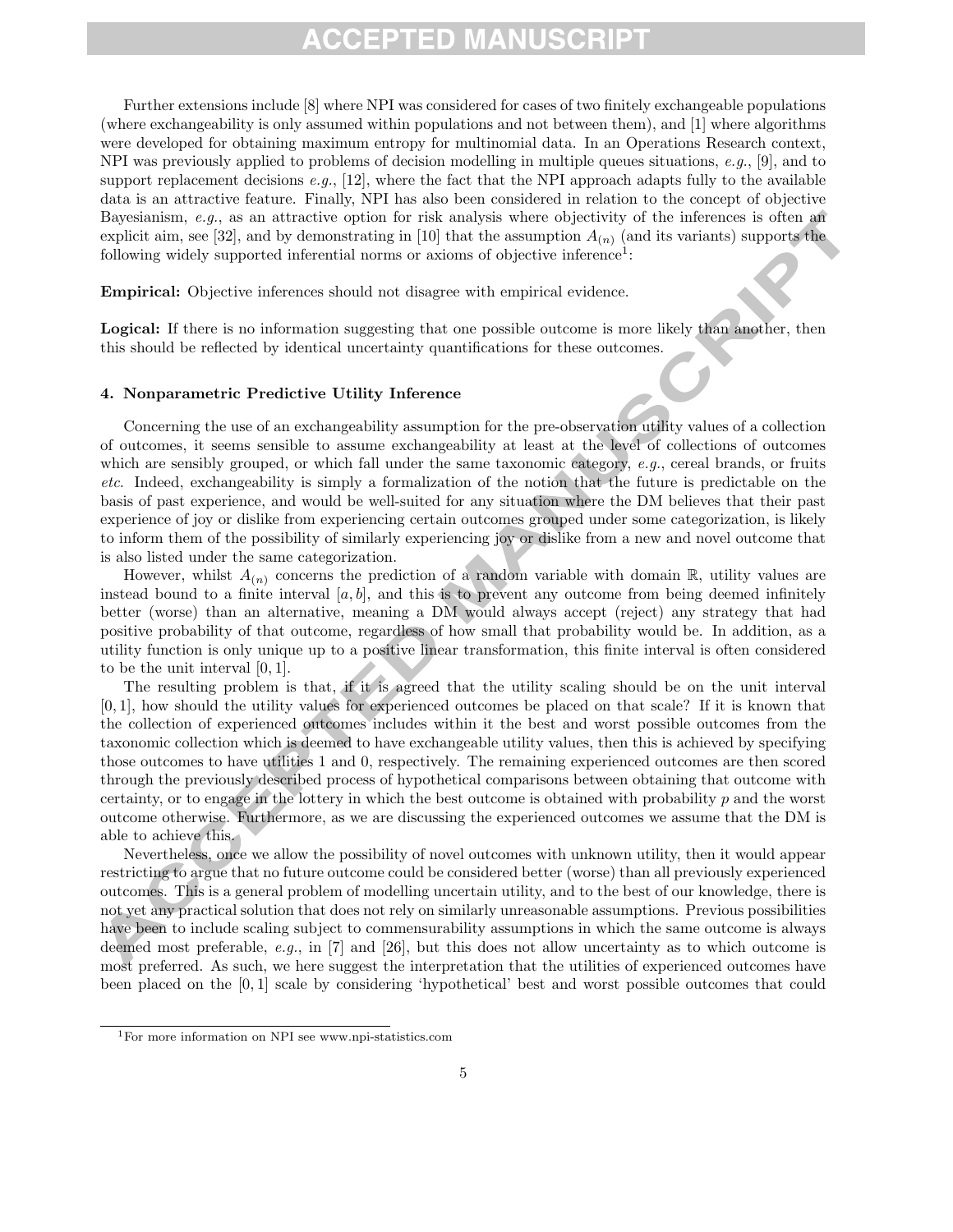Further extensions include [8] where NPI was considered for cases of two finitely exchangeable populations (where exchangeability is only assumed within populations and not between them), and [1] where algorithms were developed for obtaining maximum entropy for multinomial data. In an Operations Research context, NPI was previously applied to problems of decision modelling in multiple queues situations, *e.g.*, [9], and to support replacement decisions *e.g.*, [12], where the fact that the NPI approach adapts fully to the available data is an attractive feature. Finally, NPI has also been considered in relation to the concept of objective Bayesianism, *e.g.*, as an attractive option for risk analysis where objectivity of the inferences is often an explicit aim, see [32], and by demonstrating in [10] that the assumption $A_{(n)}$ (and its variants) supports the following widely supported inferential norms or axioms of objective inference[1]:

**Empirical:** Objective inferences should not disagree with empirical evidence.

**Logical:** If there is no information suggesting that one possible outcome is more likely than another, then this should be reflected by identical uncertainty quantifications for these outcomes.

### 4. Nonparametric Predictive Utility Inference

Concerning the use of an exchangeability assumption for the pre-observation utility values of a collection of outcomes, it seems sensible to assume exchangeability at least at the level of collections of outcomes which are sensibly grouped, or which fall under the same taxonomic category, *e.g.*, cereal brands, or fruits *etc.* Indeed, exchangeability is simply a formalization of the notion that the future is predictable on the basis of past experience, and would be well-suited for any situation where the DM believes that their past experience of joy or dislike from experiencing certain outcomes grouped under some categorization, is likely to inform them of the possibility of similarly experiencing joy or dislike from a new and novel outcome that is also listed under the same categorization.

However, whilst $A_{(n)}$ concerns the prediction of a random variable with domain $\mathbb{R}$, utility values are instead bound to a finite interval $[a, b]$, and this is to prevent any outcome from being deemed infinitely better (worse) than an alternative, meaning a DM would always accept (reject) any strategy that had positive probability of that outcome, regardless of how small that probability would be. In addition, as a utility function is only unique up to a positive linear transformation, this finite interval is often considered to be the unit interval $[0, 1]$.

The resulting problem is that, if it is agreed that the utility scaling should be on the unit interval $[0, 1]$, how should the utility values for experienced outcomes be placed on that scale? If it is known that the collection of experienced outcomes includes within it the best and worst possible outcomes from the taxonomic collection which is deemed to have exchangeable utility values, then this is achieved by specifying those outcomes to have utilities 1 and 0, respectively. The remaining experienced outcomes are then scored through the previously described process of hypothetical comparisons between obtaining that outcome with certainty, or to engage in the lottery in which the best outcome is obtained with probability $p$ and the worst outcome otherwise. Furthermore, as we are discussing the experienced outcomes we assume that the DM is able to achieve this.

Nevertheless, once we allow the possibility of novel outcomes with unknown utility, then it would appear restricting to argue that no future outcome could be considered better (worse) than all previously experienced outcomes. This is a general problem of modelling uncertain utility, and to the best of our knowledge, there is not yet any practical solution that does not rely on similarly unreasonable assumptions. Previous possibilities have been to include scaling subject to commensurability assumptions in which the same outcome is always deemed most preferable, *e.g.*, in [7] and [26], but this does not allow uncertainty as to which outcome is most preferred. As such, we here suggest the interpretation that the utilities of experienced outcomes have been placed on the $[0, 1]$ scale by considering 'hypothetical' best and worst possible outcomes that could

[1] For more information on NPI see www.npi-statistics.com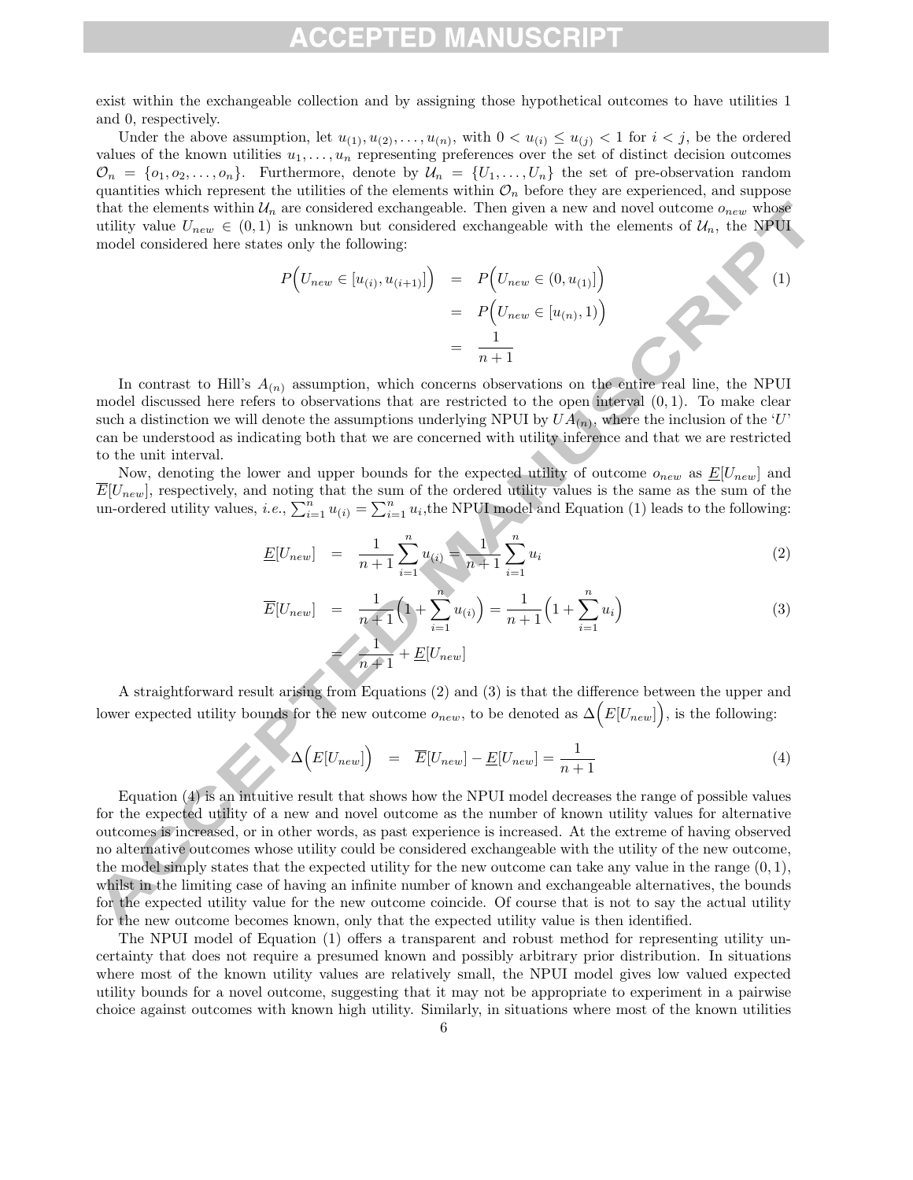exist within the exchangeable collection and by assigning those hypothetical outcomes to have utilities 1 and 0, respectively.

Under the above assumption, let $u_{(1)}, u_{(2)}, \ldots, u_{(n)}$, with $0 < u_{(i)} \leq u_{(j)} < 1$ for $i < j$, be the ordered values of the known utilities $u_1, \ldots, u_n$ representing preferences over the set of distinct decision outcomes $\mathcal{O}_n = \{o_1, o_2, \ldots, o_n\}$. Furthermore, denote by $\mathcal{U}_n = \{U_1, \ldots, U_n\}$ the set of pre-observation random quantities which represent the utilities of the elements within $\mathcal{O}_n$ before they are experienced, and suppose that the elements within $\mathcal{U}_n$ are considered exchangeable. Then given a new and novel outcome $o_{new}$ whose utility value $U_{new} \in (0, 1)$ is unknown but considered exchangeable with the elements of $\mathcal{U}_n$, the NPUI model considered here states only the following:

$$
\begin{aligned}
P\Big(U_{new} \in [u_{(i)}, u_{(i+1)}]\Big) &= P\Big(U_{new} \in (0, u_{(1)}]\Big) \\
&= P\Big(U_{new} \in [u_{(n)}, 1)\Big) \\
&= \frac{1}{n+1}
\end{aligned}
\tag{1}
$$

In contrast to Hill's $A_{(n)}$ assumption, which concerns observations on the entire real line, the NPUI model discussed here refers to observations that are restricted to the open interval $(0, 1)$. To make clear such a distinction we will denote the assumptions underlying NPUI by $UA_{(n)}$, where the inclusion of the '$U$' can be understood as indicating both that we are concerned with utility inference and that we are restricted to the unit interval.

Now, denoting the lower and upper bounds for the expected utility of outcome $o_{new}$ as $\underline{E}[U_{new}]$ and $\overline{E}[U_{new}]$, respectively, and noting that the sum of the ordered utility values is the same as the sum of the un-ordered utility values, *i.e.*, $\sum_{i=1}^{n} u_{(i)} = \sum_{i=1}^{n} u_i$,the NPUI model and Equation (1) leads to the following:

$$
\underline{E}[U_{new}] = \frac{1}{n+1} \sum_{i=1}^{n} u_{(i)} = \frac{1}{n+1} \sum_{i=1}^{n} u_i \tag{2}
$$

$$
\begin{aligned}
\overline{E}[U_{new}] &= \frac{1}{n+1}\Big(1 + \sum_{i=1}^{n} u_{(i)}\Big) = \frac{1}{n+1}\Big(1 + \sum_{i=1}^{n} u_i\Big) \\
&= \frac{1}{n+1} + \underline{E}[U_{new}]
\end{aligned}
\tag{3}
$$

A straightforward result arising from Equations (2) and (3) is that the difference between the upper and lower expected utility bounds for the new outcome $o_{new}$, to be denoted as $\Delta\Big(E[U_{new}]\Big)$, is the following:

$$
\Delta\Big(E[U_{new}]\Big) = \overline{E}[U_{new}] - \underline{E}[U_{new}] = \frac{1}{n+1} \tag{4}
$$

Equation (4) is an intuitive result that shows how the NPUI model decreases the range of possible values for the expected utility of a new and novel outcome as the number of known utility values for alternative outcomes is increased, or in other words, as past experience is increased. At the extreme of having observed no alternative outcomes whose utility could be considered exchangeable with the utility of the new outcome, the model simply states that the expected utility for the new outcome can take any value in the range $(0, 1)$, whilst in the limiting case of having an infinite number of known and exchangeable alternatives, the bounds for the expected utility value for the new outcome coincide. Of course that is not to say the actual utility for the new outcome becomes known, only that the expected utility value is then identified.

The NPUI model of Equation (1) offers a transparent and robust method for representing utility uncertainty that does not require a presumed known and possibly arbitrary prior distribution. In situations where most of the known utility values are relatively small, the NPUI model gives low valued expected utility bounds for a novel outcome, suggesting that it may not be appropriate to experiment in a pairwise choice against outcomes with known high utility. Similarly, in situations where most of the known utilities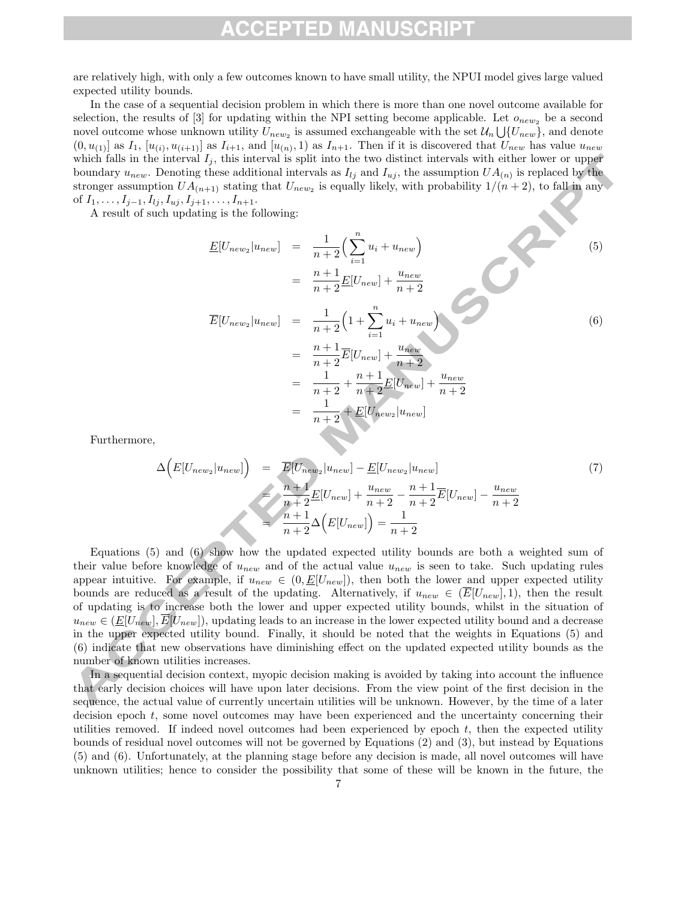are relatively high, with only a few outcomes known to have small utility, the NPUI model gives large valued expected utility bounds.

In the case of a sequential decision problem in which there is more than one novel outcome available for selection, the results of [3] for updating within the NPI setting become applicable. Let $o_{new_2}$ be a second novel outcome whose unknown utility $U_{new_2}$ is assumed exchangeable with the set $\mathcal{U}_n \bigcup \{U_{new}\}$, and denote $(0, u_{(1)}]$ as $I_1$, $[u_{(i)}, u_{(i+1)}]$ as $I_{i+1}$, and $[u_{(n)}, 1)$ as $I_{n+1}$. Then if it is discovered that $U_{new}$ has value $u_{new}$ which falls in the interval $I_j$, this interval is split into the two distinct intervals with either lower or upper boundary $u_{new}$. Denoting these additional intervals as $I_{lj}$ and $I_{uj}$, the assumption $UA_{(n)}$ is replaced by the stronger assumption $UA_{(n+1)}$ stating that $U_{new_2}$ is equally likely, with probability $1/(n+2)$, to fall in any of $I_1, \ldots, I_{j-1}, I_{lj}, I_{uj}, I_{j+1}, \ldots, I_{n+1}$.

A result of such updating is the following:

$$
\begin{aligned}
\underline{E}[U_{new_2}|u_{new}] &= \frac{1}{n+2}\Big(\sum_{i=1}^{n} u_i + u_{new}\Big) \\
&= \frac{n+1}{n+2}\underline{E}[U_{new}] + \frac{u_{new}}{n+2}
\end{aligned}
\tag{5}
$$

$$
\begin{aligned}
\overline{E}[U_{new_2}|u_{new}] &= \frac{1}{n+2}\Big(1 + \sum_{i=1}^{n} u_i + u_{new}\Big) \\
&= \frac{n+1}{n+2}\overline{E}[U_{new}] + \frac{u_{new}}{n+2} \\
&= \frac{1}{n+2} + \frac{n+1}{n+2}\underline{E}[U_{new}] + \frac{u_{new}}{n+2} \\
&= \frac{1}{n+2} + \underline{E}[U_{new_2}|u_{new}]
\end{aligned}
\tag{6}
$$

Furthermore,

$$
\begin{aligned}
\Delta\Big(E[U_{new_2}|u_{new}]\Big) &= \overline{E}[U_{new_2}|u_{new}] - \underline{E}[U_{new_2}|u_{new}] \\
&= \frac{n+1}{n+2}\underline{E}[U_{new}] + \frac{u_{new}}{n+2} - \frac{n+1}{n+2}\overline{E}[U_{new}] - \frac{u_{new}}{n+2} \\
&= \frac{n+1}{n+2}\Delta\Big(E[U_{new}]\Big) = \frac{1}{n+2}
\end{aligned}
\tag{7}
$$

Equations (5) and (6) show how the updated expected utility bounds are both a weighted sum of their value before knowledge of $u_{new}$ and of the actual value $u_{new}$ is seen to take. Such updating rules appear intuitive. For example, if $u_{new} \in (0, \underline{E}[U_{new}])$, then both the lower and upper expected utility bounds are reduced as a result of the updating. Alternatively, if $u_{new} \in (\overline{E}[U_{new}], 1)$, then the result of updating is to increase both the lower and upper expected utility bounds, whilst in the situation of $u_{new} \in (\underline{E}[U_{new}], \overline{E}[U_{new}])$, updating leads to an increase in the lower expected utility bound and a decrease in the upper expected utility bound. Finally, it should be noted that the weights in Equations (5) and (6) indicate that new observations have diminishing effect on the updated expected utility bounds as the number of known utilities increases.

In a sequential decision context, myopic decision making is avoided by taking into account the influence that early decision choices will have upon later decisions. From the view point of the first decision in the sequence, the actual value of currently uncertain utilities will be unknown. However, by the time of a later decision epoch $t$, some novel outcomes may have been experienced and the uncertainty concerning their utilities removed. If indeed novel outcomes had been experienced by epoch $t$, then the expected utility bounds of residual novel outcomes will not be governed by Equations (2) and (3), but instead by Equations (5) and (6). Unfortunately, at the planning stage before any decision is made, all novel outcomes will have unknown utilities; hence to consider the possibility that some of these will be known in the future, the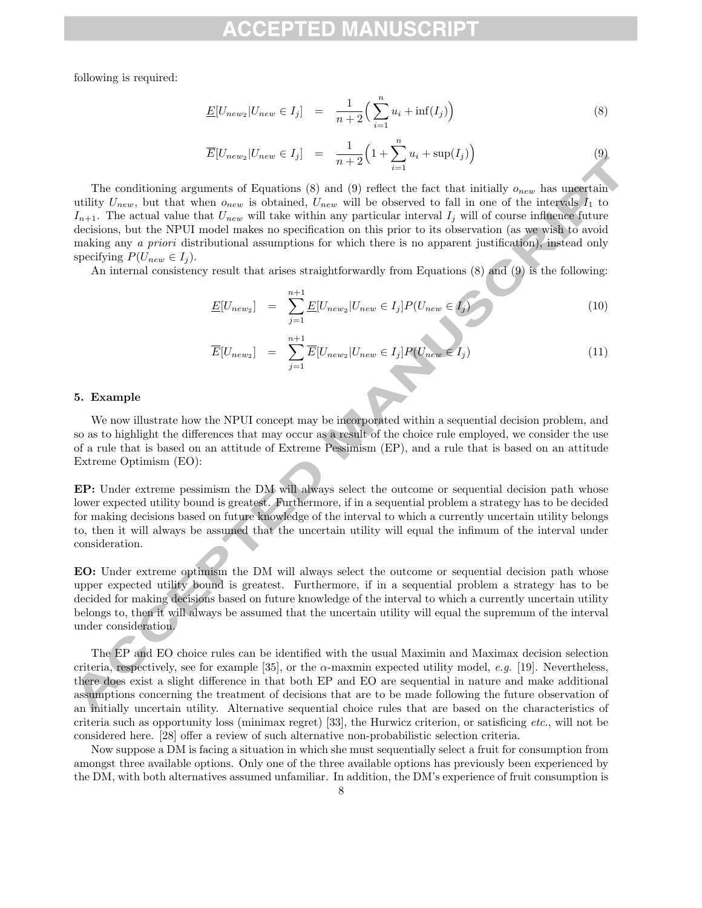following is required:

$$\underline{E}[U_{new_2}|U_{new} \in I_j] = \frac{1}{n+2}\Big(\sum_{i=1}^{n} u_i + \inf(I_j)\Big) \tag{8}$$

$$\overline{E}[U_{new_2}|U_{new} \in I_j] = \frac{1}{n+2}\Big(1 + \sum_{i=1}^{n} u_i + \sup(I_j)\Big) \tag{9}$$

The conditioning arguments of Equations (8) and (9) reflect the fact that initially $o_{new}$ has uncertain utility $U_{new}$, but that when $o_{new}$ is obtained, $U_{new}$ will be observed to fall in one of the intervals $I_1$ to $I_{n+1}$. The actual value that $U_{new}$ will take within any particular interval $I_j$ will of course influence future decisions, but the NPUI model makes no specification on this prior to its observation (as we wish to avoid making any *a priori* distributional assumptions for which there is no apparent justification), instead only specifying $P(U_{new} \in I_j)$.

An internal consistency result that arises straightforwardly from Equations (8) and (9) is the following:

$$\underline{E}[U_{new_2}] = \sum_{j=1}^{n+1} \underline{E}[U_{new_2}|U_{new} \in I_j] P(U_{new} \in I_j) \tag{10}$$

$$\overline{E}[U_{new_2}] = \sum_{j=1}^{n+1} \overline{E}[U_{new_2}|U_{new} \in I_j] P(U_{new} \in I_j) \tag{11}$$

## 5. Example

We now illustrate how the NPUI concept may be incorporated within a sequential decision problem, and so as to highlight the differences that may occur as a result of the choice rule employed, we consider the use of a rule that is based on an attitude of Extreme Pessimism (EP), and a rule that is based on an attitude Extreme Optimism (EO):

**EP:** Under extreme pessimism the DM will always select the outcome or sequential decision path whose lower expected utility bound is greatest. Furthermore, if in a sequential problem a strategy has to be decided for making decisions based on future knowledge of the interval to which a currently uncertain utility belongs to, then it will always be assumed that the uncertain utility will equal the infimum of the interval under consideration.

**EO:** Under extreme optimism the DM will always select the outcome or sequential decision path whose upper expected utility bound is greatest. Furthermore, if in a sequential problem a strategy has to be decided for making decisions based on future knowledge of the interval to which a currently uncertain utility belongs to, then it will always be assumed that the uncertain utility will equal the supremum of the interval under consideration.

The EP and EO choice rules can be identified with the usual Maximin and Maximax decision selection criteria, respectively, see for example [35], or the $\alpha$-maxmin expected utility model, *e.g.* [19]. Nevertheless, there does exist a slight difference in that both EP and EO are sequential in nature and make additional assumptions concerning the treatment of decisions that are to be made following the future observation of an initially uncertain utility. Alternative sequential choice rules that are based on the characteristics of criteria such as opportunity loss (minimax regret) [33], the Hurwicz criterion, or satisficing *etc.*, will not be considered here. [28] offer a review of such alternative non-probabilistic selection criteria.

Now suppose a DM is facing a situation in which she must sequentially select a fruit for consumption from amongst three available options. Only one of the three available options has previously been experienced by the DM, with both alternatives assumed unfamiliar. In addition, the DM's experience of fruit consumption is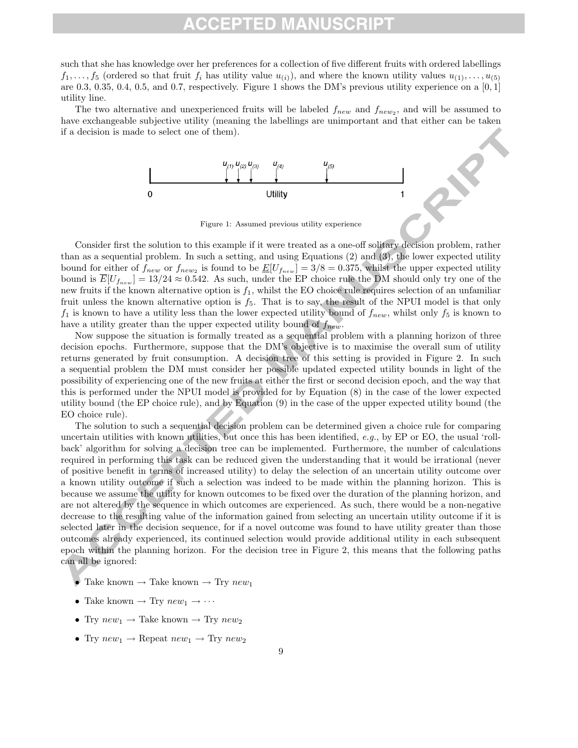such that she has knowledge over her preferences for a collection of five different fruits with ordered labellings $f_1, \ldots, f_5$ (ordered so that fruit $f_i$ has utility value $u_{(i)}$), and where the known utility values $u_{(1)}, \ldots, u_{(5)}$ are 0.3, 0.35, 0.4, 0.5, and 0.7, respectively. Figure 1 shows the DM's previous utility experience on a $[0, 1]$ utility line.

The two alternative and unexperienced fruits will be labeled $f_{new}$ and $f_{new_2}$, and will be assumed to have exchangeable subjective utility (meaning the labellings are unimportant and that either can be taken if a decision is made to select one of them).

$u_{(1)}$ $u_{(2)}$ $u_{(3)}$ $u_{(4)}$ $u_{(5)}$

0 Utility 1

Figure 1: Assumed previous utility experience

Consider first the solution to this example if it were treated as a one-off solitary decision problem, rather than as a sequential problem. In such a setting, and using Equations (2) and (3), the lower expected utility bound for either of $f_{new}$ or $f_{new_2}$ is found to be $\underline{E}[U_{f_{new}}] = 3/8 = 0.375$, whilst the upper expected utility bound is $\overline{E}[U_{f_{new}}] = 13/24 \approx 0.542$. As such, under the EP choice rule the DM should only try one of the new fruits if the known alternative option is $f_1$, whilst the EO choice rule requires selection of an unfamiliar fruit unless the known alternative option is $f_5$. That is to say, the result of the NPUI model is that only $f_1$ is known to have a utility less than the lower expected utility bound of $f_{new}$, whilst only $f_5$ is known to have a utility greater than the upper expected utility bound of $f_{new}$.

Now suppose the situation is formally treated as a sequential problem with a planning horizon of three decision epochs. Furthermore, suppose that the DM's objective is to maximise the overall sum of utility returns generated by fruit consumption. A decision tree of this setting is provided in Figure 2. In such a sequential problem the DM must consider her possible updated expected utility bounds in light of the possibility of experiencing one of the new fruits at either the first or second decision epoch, and the way that this is performed under the NPUI model is provided for by Equation (8) in the case of the lower expected utility bound (the EP choice rule), and by Equation (9) in the case of the upper expected utility bound (the EO choice rule).

The solution to such a sequential decision problem can be determined given a choice rule for comparing uncertain utilities with known utilities, but once this has been identified, *e.g.*, by EP or EO, the usual 'roll-back' algorithm for solving a decision tree can be implemented. Furthermore, the number of calculations required in performing this task can be reduced given the understanding that it would be irrational (never of positive benefit in terms of increased utility) to delay the selection of an uncertain utility outcome over a known utility outcome if such a selection was indeed to be made within the planning horizon. This is because we assume the utility for known outcomes to be fixed over the duration of the planning horizon, and are not altered by the sequence in which outcomes are experienced. As such, there would be a non-negative decrease to the resulting value of the information gained from selecting an uncertain utility outcome if it is selected later in the decision sequence, for if a novel outcome was found to have utility greater than those outcomes already experienced, its continued selection would provide additional utility in each subsequent epoch within the planning horizon. For the decision tree in Figure 2, this means that the following paths can all be ignored:

- Take known → Take known → Try $new_1$
- Take known → Try $new_1$ → $\cdots$
- Try $new_1$ → Take known → Try $new_2$
- Try $new_1$ → Repeat $new_1$ → Try $new_2$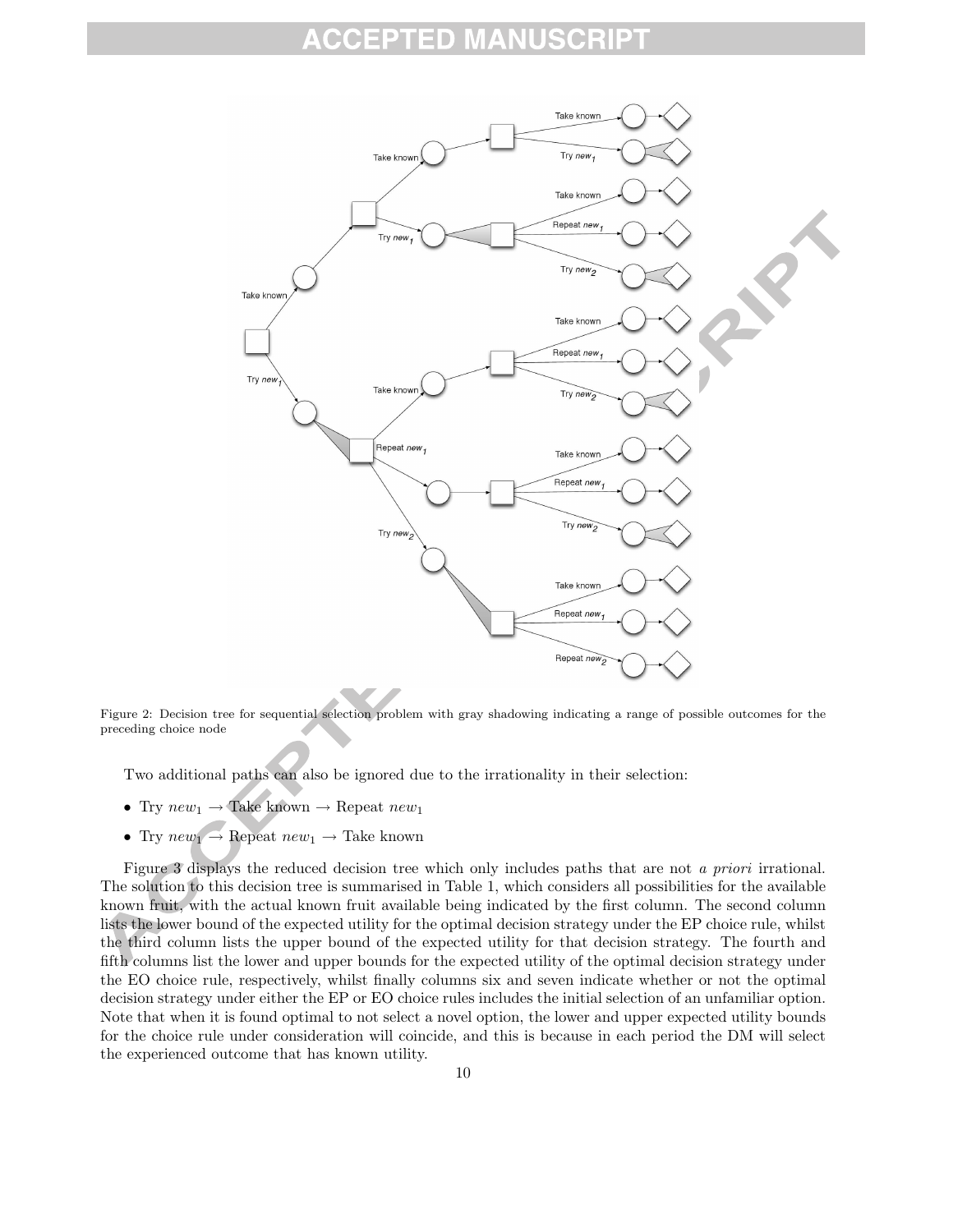Figure 2: Decision tree for sequential selection problem with gray shadowing indicating a range of possible outcomes for the preceding choice node

Two additional paths can also be ignored due to the irrationality in their selection:

- Try $new_1$ → Take known → Repeat $new_1$
- Try $new_1$ → Repeat $new_1$ → Take known

Figure 3 displays the reduced decision tree which only includes paths that are not *a priori* irrational. The solution to this decision tree is summarised in Table 1, which considers all possibilities for the available known fruit, with the actual known fruit available being indicated by the first column. The second column lists the lower bound of the expected utility for the optimal decision strategy under the EP choice rule, whilst the third column lists the upper bound of the expected utility for that decision strategy. The fourth and fifth columns list the lower and upper bounds for the expected utility of the optimal decision strategy under the EO choice rule, respectively, whilst finally columns six and seven indicate whether or not the optimal decision strategy under either the EP or EO choice rules includes the initial selection of an unfamiliar option. Note that when it is found optimal to not select a novel option, the lower and upper expected utility bounds for the choice rule under consideration will coincide, and this is because in each period the DM will select the experienced outcome that has known utility.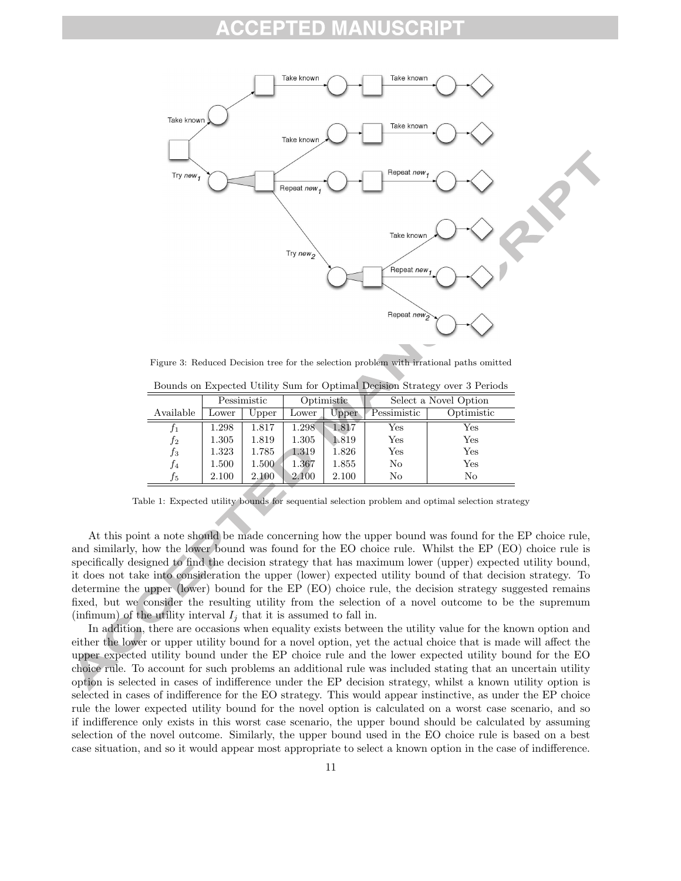Figure 3: Reduced Decision tree for the selection problem with irrational paths omitted

Bounds on Expected Utility Sum for Optimal Decision Strategy over 3 Periods

| Available | Pessimistic |  | Optimistic |  | Select a Novel Option |  |
|---|---|---|---|---|---|---|
|  | Lower | Upper | Lower | Upper | Pessimistic | Optimistic |
| $f_1$ | 1.298 | 1.817 | 1.298 | 1.817 | Yes | Yes |
| $f_2$ | 1.305 | 1.819 | 1.305 | 1.819 | Yes | Yes |
| $f_3$ | 1.323 | 1.785 | 1.319 | 1.826 | Yes | Yes |
| $f_4$ | 1.500 | 1.500 | 1.367 | 1.855 | No | Yes |
| $f_5$ | 2.100 | 2.100 | 2.100 | 2.100 | No | No |

Table 1: Expected utility bounds for sequential selection problem and optimal selection strategy

At this point a note should be made concerning how the upper bound was found for the EP choice rule, and similarly, how the lower bound was found for the EO choice rule. Whilst the EP (EO) choice rule is specifically designed to find the decision strategy that has maximum lower (upper) expected utility bound, it does not take into consideration the upper (lower) expected utility bound of that decision strategy. To determine the upper (lower) bound for the EP (EO) choice rule, the decision strategy suggested remains fixed, but we consider the resulting utility from the selection of a novel outcome to be the supremum (infimum) of the utility interval $I_j$ that it is assumed to fall in.

In addition, there are occasions when equality exists between the utility value for the known option and either the lower or upper utility bound for a novel option, yet the actual choice that is made will affect the upper expected utility bound under the EP choice rule and the lower expected utility bound for the EO choice rule. To account for such problems an additional rule was included stating that an uncertain utility option is selected in cases of indifference under the EP decision strategy, whilst a known utility option is selected in cases of indifference for the EO strategy. This would appear instinctive, as under the EP choice rule the lower expected utility bound for the novel option is calculated on a worst case scenario, and so if indifference only exists in this worst case scenario, the upper bound should be calculated by assuming selection of the novel outcome. Similarly, the upper bound used in the EO choice rule is based on a best case situation, and so it would appear most appropriate to select a known option in the case of indifference.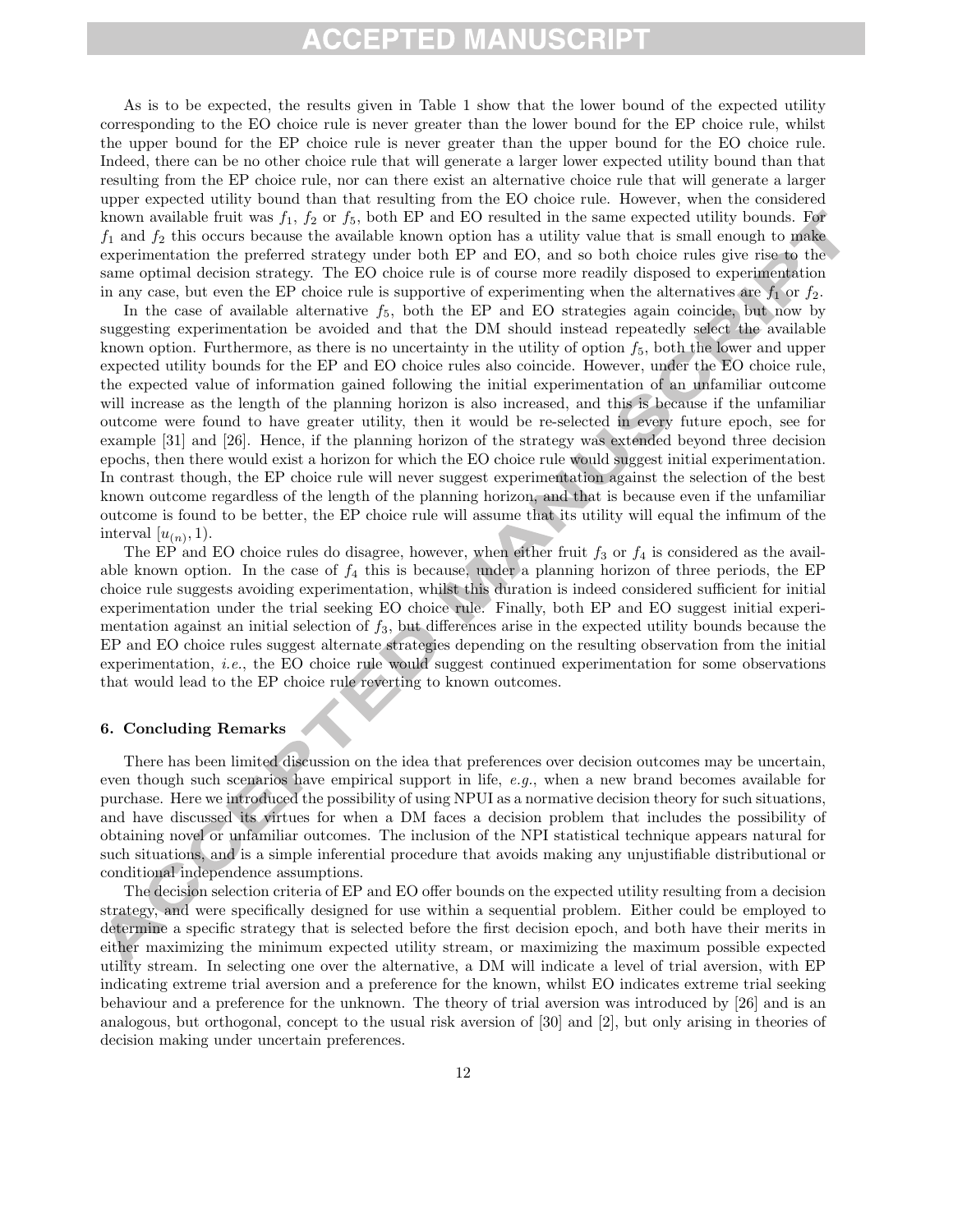As is to be expected, the results given in Table 1 show that the lower bound of the expected utility corresponding to the EO choice rule is never greater than the lower bound for the EP choice rule, whilst the upper bound for the EP choice rule is never greater than the upper bound for the EO choice rule. Indeed, there can be no other choice rule that will generate a larger lower expected utility bound than that resulting from the EP choice rule, nor can there exist an alternative choice rule that will generate a larger upper expected utility bound than that resulting from the EO choice rule. However, when the considered known available fruit was $f_1$, $f_2$ or $f_5$, both EP and EO resulted in the same expected utility bounds. For $f_1$ and $f_2$ this occurs because the available known option has a utility value that is small enough to make experimentation the preferred strategy under both EP and EO, and so both choice rules give rise to the same optimal decision strategy. The EO choice rule is of course more readily disposed to experimentation in any case, but even the EP choice rule is supportive of experimenting when the alternatives are $f_1$ or $f_2$.

In the case of available alternative $f_5$, both the EP and EO strategies again coincide, but now by suggesting experimentation be avoided and that the DM should instead repeatedly select the available known option. Furthermore, as there is no uncertainty in the utility of option $f_5$, both the lower and upper expected utility bounds for the EP and EO choice rules also coincide. However, under the EO choice rule, the expected value of information gained following the initial experimentation of an unfamiliar outcome will increase as the length of the planning horizon is also increased, and this is because if the unfamiliar outcome were found to have greater utility, then it would be re-selected in every future epoch, see for example [31] and [26]. Hence, if the planning horizon of the strategy was extended beyond three decision epochs, then there would exist a horizon for which the EO choice rule would suggest initial experimentation. In contrast though, the EP choice rule will never suggest experimentation against the selection of the best known outcome regardless of the length of the planning horizon, and that is because even if the unfamiliar outcome is found to be better, the EP choice rule will assume that its utility will equal the infimum of the interval $[u_{(n)}, 1)$.

The EP and EO choice rules do disagree, however, when either fruit $f_3$ or $f_4$ is considered as the available known option. In the case of $f_4$ this is because, under a planning horizon of three periods, the EP choice rule suggests avoiding experimentation, whilst this duration is indeed considered sufficient for initial experimentation under the trial seeking EO choice rule. Finally, both EP and EO suggest initial experimentation against an initial selection of $f_3$, but differences arise in the expected utility bounds because the EP and EO choice rules suggest alternate strategies depending on the resulting observation from the initial experimentation, *i.e.*, the EO choice rule would suggest continued experimentation for some observations that would lead to the EP choice rule reverting to known outcomes.

## 6. Concluding Remarks

There has been limited discussion on the idea that preferences over decision outcomes may be uncertain, even though such scenarios have empirical support in life, *e.g.*, when a new brand becomes available for purchase. Here we introduced the possibility of using NPUI as a normative decision theory for such situations, and have discussed its virtues for when a DM faces a decision problem that includes the possibility of obtaining novel or unfamiliar outcomes. The inclusion of the NPI statistical technique appears natural for such situations, and is a simple inferential procedure that avoids making any unjustifiable distributional or conditional independence assumptions.

The decision selection criteria of EP and EO offer bounds on the expected utility resulting from a decision strategy, and were specifically designed for use within a sequential problem. Either could be employed to determine a specific strategy that is selected before the first decision epoch, and both have their merits in either maximizing the minimum expected utility stream, or maximizing the maximum possible expected utility stream. In selecting one over the alternative, a DM will indicate a level of trial aversion, with EP indicating extreme trial aversion and a preference for the known, whilst EO indicates extreme trial seeking behaviour and a preference for the unknown. The theory of trial aversion was introduced by [26] and is an analogous, but orthogonal, concept to the usual risk aversion of [30] and [2], but only arising in theories of decision making under uncertain preferences.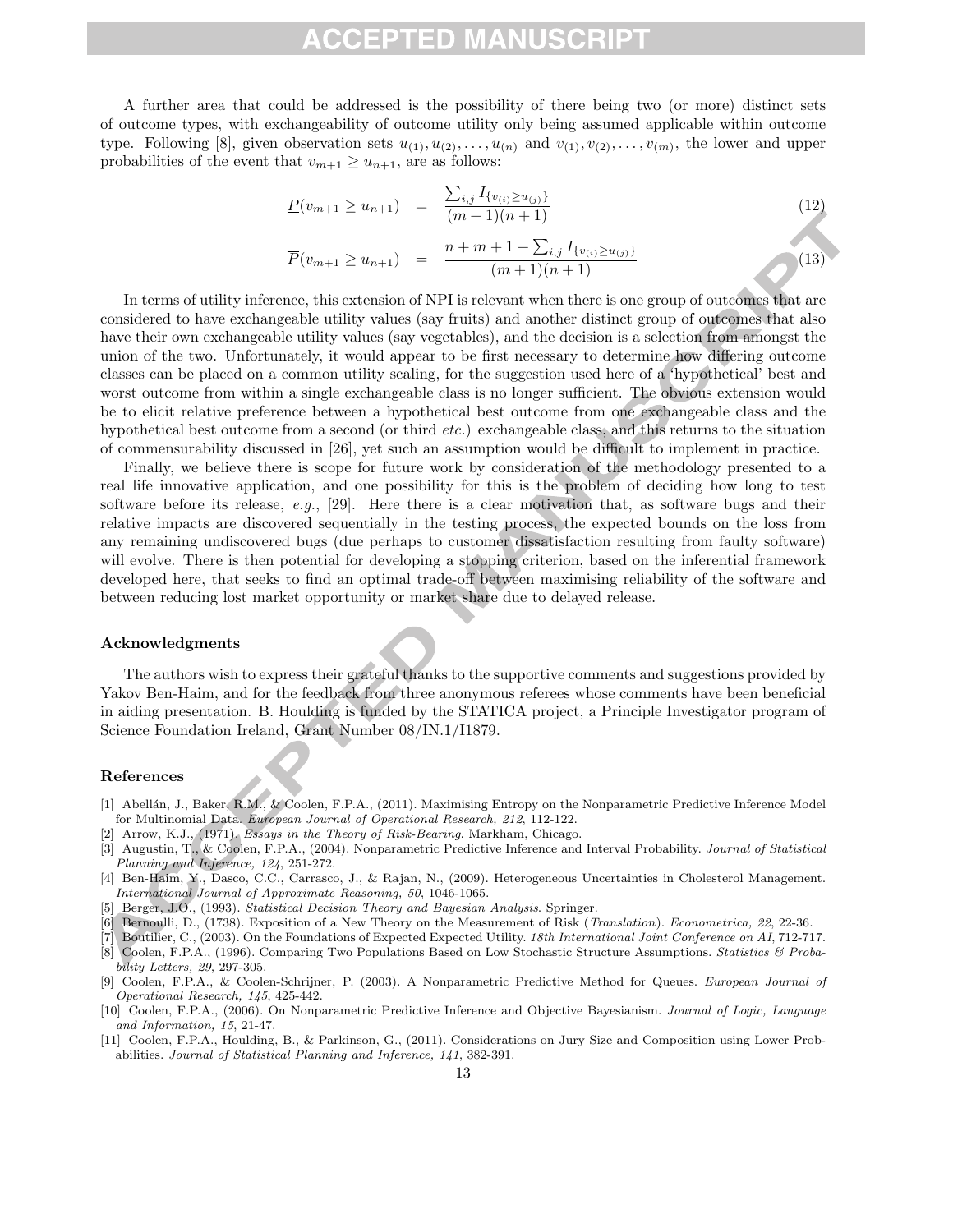A further area that could be addressed is the possibility of there being two (or more) distinct sets of outcome types, with exchangeability of outcome utility only being assumed applicable within outcome type. Following [8], given observation sets $u_{(1)}, u_{(2)}, \ldots, u_{(n)}$ and $v_{(1)}, v_{(2)}, \ldots, v_{(m)}$, the lower and upper probabilities of the event that $v_{m+1} \geq u_{n+1}$, are as follows:

$$\underline{P}(v_{m+1} \geq u_{n+1}) = \frac{\sum_{i,j} I_{\{v_{(i)} \geq u_{(j)}\}}}{(m+1)(n+1)} \tag{12}$$

$$\overline{P}(v_{m+1} \geq u_{n+1}) = \frac{n+m+1+\sum_{i,j} I_{\{v_{(i)} \geq u_{(j)}\}}}{(m+1)(n+1)} \tag{13}$$

In terms of utility inference, this extension of NPI is relevant when there is one group of outcomes that are considered to have exchangeable utility values (say fruits) and another distinct group of outcomes that also have their own exchangeable utility values (say vegetables), and the decision is a selection from amongst the union of the two. Unfortunately, it would appear to be first necessary to determine how differing outcome classes can be placed on a common utility scaling, for the suggestion used here of a 'hypothetical' best and worst outcome from within a single exchangeable class is no longer sufficient. The obvious extension would be to elicit relative preference between a hypothetical best outcome from one exchangeable class and the hypothetical best outcome from a second (or third *etc.*) exchangeable class, and this returns to the situation of commensurability discussed in [26], yet such an assumption would be difficult to implement in practice.

Finally, we believe there is scope for future work by consideration of the methodology presented to a real life innovative application, and one possibility for this is the problem of deciding how long to test software before its release, *e.g.*, [29]. Here there is a clear motivation that, as software bugs and their relative impacts are discovered sequentially in the testing process, the expected bounds on the loss from any remaining undiscovered bugs (due perhaps to customer dissatisfaction resulting from faulty software) will evolve. There is then potential for developing a stopping criterion, based on the inferential framework developed here, that seeks to find an optimal trade-off between maximising reliability of the software and between reducing lost market opportunity or market share due to delayed release.

### Acknowledgments

The authors wish to express their grateful thanks to the supportive comments and suggestions provided by Yakov Ben-Haim, and for the feedback from three anonymous referees whose comments have been beneficial in aiding presentation. B. Houlding is funded by the STATICA project, a Principle Investigator program of Science Foundation Ireland, Grant Number 08/IN.1/I1879.

### References

[1] Abellán, J., Baker, R.M., & Coolen, F.P.A., (2011). Maximising Entropy on the Nonparametric Predictive Inference Model for Multinomial Data. *European Journal of Operational Research, 212*, 112-122.

[2] Arrow, K.J., (1971). *Essays in the Theory of Risk-Bearing*. Markham, Chicago.

[3] Augustin, T., & Coolen, F.P.A., (2004). Nonparametric Predictive Inference and Interval Probability. *Journal of Statistical Planning and Inference, 124*, 251-272.

[4] Ben-Haim, Y., Dasco, C.C., Carrasco, J., & Rajan, N., (2009). Heterogeneous Uncertainties in Cholesterol Management. *International Journal of Approximate Reasoning, 50*, 1046-1065.

[5] Berger, J.O., (1993). *Statistical Decision Theory and Bayesian Analysis*. Springer.

[6] Bernoulli, D., (1738). Exposition of a New Theory on the Measurement of Risk (*Translation*). *Econometrica, 22*, 22-36.

[7] Boutilier, C., (2003). On the Foundations of Expected Expected Utility. *18th International Joint Conference on AI*, 712-717.

[8] Coolen, F.P.A., (1996). Comparing Two Populations Based on Low Stochastic Structure Assumptions. *Statistics & Probability Letters, 29*, 297-305.

[9] Coolen, F.P.A., & Coolen-Schrijner, P. (2003). A Nonparametric Predictive Method for Queues. *European Journal of Operational Research, 145*, 425-442.

[10] Coolen, F.P.A., (2006). On Nonparametric Predictive Inference and Objective Bayesianism. *Journal of Logic, Language and Information, 15*, 21-47.

[11] Coolen, F.P.A., Houlding, B., & Parkinson, G., (2011). Considerations on Jury Size and Composition using Lower Probabilities. *Journal of Statistical Planning and Inference, 141*, 382-391.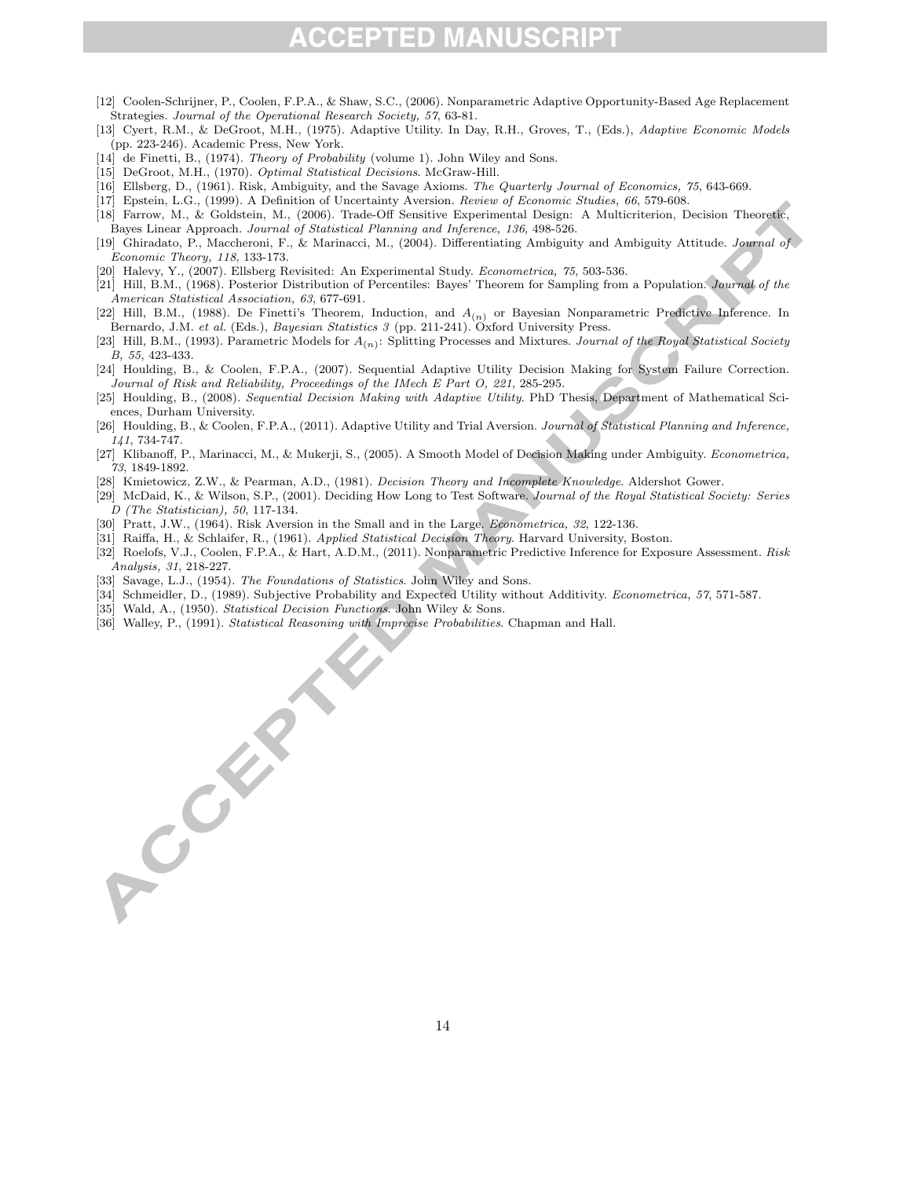[12] Coolen-Schrijner, P., Coolen, F.P.A., & Shaw, S.C., (2006). Nonparametric Adaptive Opportunity-Based Age Replacement Strategies. *Journal of the Operational Research Society, 57*, 63-81.

[13] Cyert, R.M., & DeGroot, M.H., (1975). Adaptive Utility. In Day, R.H., Groves, T., (Eds.), *Adaptive Economic Models* (pp. 223-246). Academic Press, New York.

[14] de Finetti, B., (1974). *Theory of Probability* (volume 1). John Wiley and Sons.

[15] DeGroot, M.H., (1970). *Optimal Statistical Decisions*. McGraw-Hill.

[16] Ellsberg, D., (1961). Risk, Ambiguity, and the Savage Axioms. *The Quarterly Journal of Economics, 75*, 643-669.

[17] Epstein, L.G., (1999). A Definition of Uncertainty Aversion. *Review of Economic Studies, 66*, 579-608.

[18] Farrow, M., & Goldstein, M., (2006). Trade-Off Sensitive Experimental Design: A Multicriterion, Decision Theoretic, Bayes Linear Approach. *Journal of Statistical Planning and Inference, 136*, 498-526.

[19] Ghiradato, P., Maccheroni, F., & Marinacci, M., (2004). Differentiating Ambiguity and Ambiguity Attitude. *Journal of Economic Theory, 118*, 133-173.

[20] Halevy, Y., (2007). Ellsberg Revisited: An Experimental Study. *Econometrica, 75*, 503-536.

[21] Hill, B.M., (1968). Posterior Distribution of Percentiles: Bayes' Theorem for Sampling from a Population. *Journal of the American Statistical Association, 63*, 677-691.

[22] Hill, B.M., (1988). De Finetti's Theorem, Induction, and $A_{(n)}$ or Bayesian Nonparametric Predictive Inference. In Bernardo, J.M. *et al.* (Eds.), *Bayesian Statistics 3* (pp. 211-241). Oxford University Press.

[23] Hill, B.M., (1993). Parametric Models for $A_{(n)}$: Splitting Processes and Mixtures. *Journal of the Royal Statistical Society B, 55*, 423-433.

[24] Houlding, B., & Coolen, F.P.A., (2007). Sequential Adaptive Utility Decision Making for System Failure Correction. *Journal of Risk and Reliability, Proceedings of the IMech E Part O, 221*, 285-295.

[25] Houlding, B., (2008). *Sequential Decision Making with Adaptive Utility*. PhD Thesis, Department of Mathematical Sciences, Durham University.

[26] Houlding, B., & Coolen, F.P.A., (2011). Adaptive Utility and Trial Aversion. *Journal of Statistical Planning and Inference, 141*, 734-747.

[27] Klibanoff, P., Marinacci, M., & Mukerji, S., (2005). A Smooth Model of Decision Making under Ambiguity. *Econometrica, 73*, 1849-1892.

[28] Kmietowicz, Z.W., & Pearman, A.D., (1981). *Decision Theory and Incomplete Knowledge*. Aldershot Gower.

[29] McDaid, K., & Wilson, S.P., (2001). Deciding How Long to Test Software. *Journal of the Royal Statistical Society: Series D (The Statistician), 50*, 117-134.

[30] Pratt, J.W., (1964). Risk Aversion in the Small and in the Large, *Econometrica, 32*, 122-136.

[31] Raiffa, H., & Schlaifer, R., (1961). *Applied Statistical Decision Theory*. Harvard University, Boston.

[32] Roelofs, V.J., Coolen, F.P.A., & Hart, A.D.M., (2011). Nonparametric Predictive Inference for Exposure Assessment. *Risk Analysis, 31*, 218-227.

[33] Savage, L.J., (1954). *The Foundations of Statistics*. John Wiley and Sons.

[34] Schmeidler, D., (1989). Subjective Probability and Expected Utility without Additivity. *Econometrica, 57*, 571-587.

[35] Wald, A., (1950). *Statistical Decision Functions*. John Wiley & Sons.

[36] Walley, P., (1991). *Statistical Reasoning with Imprecise Probabilities*. Chapman and Hall.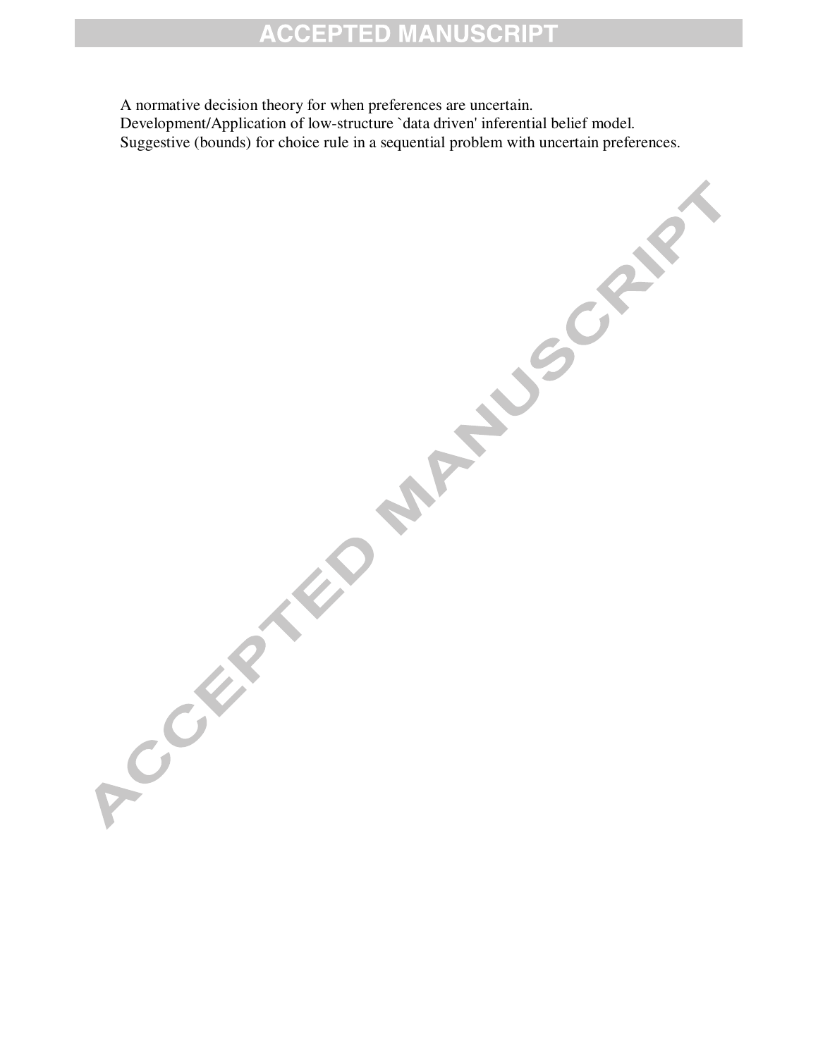A normative decision theory for when preferences are uncertain.
Development/Application of low-structure `data driven' inferential belief model.
Suggestive (bounds) for choice rule in a sequential problem with uncertain preferences.